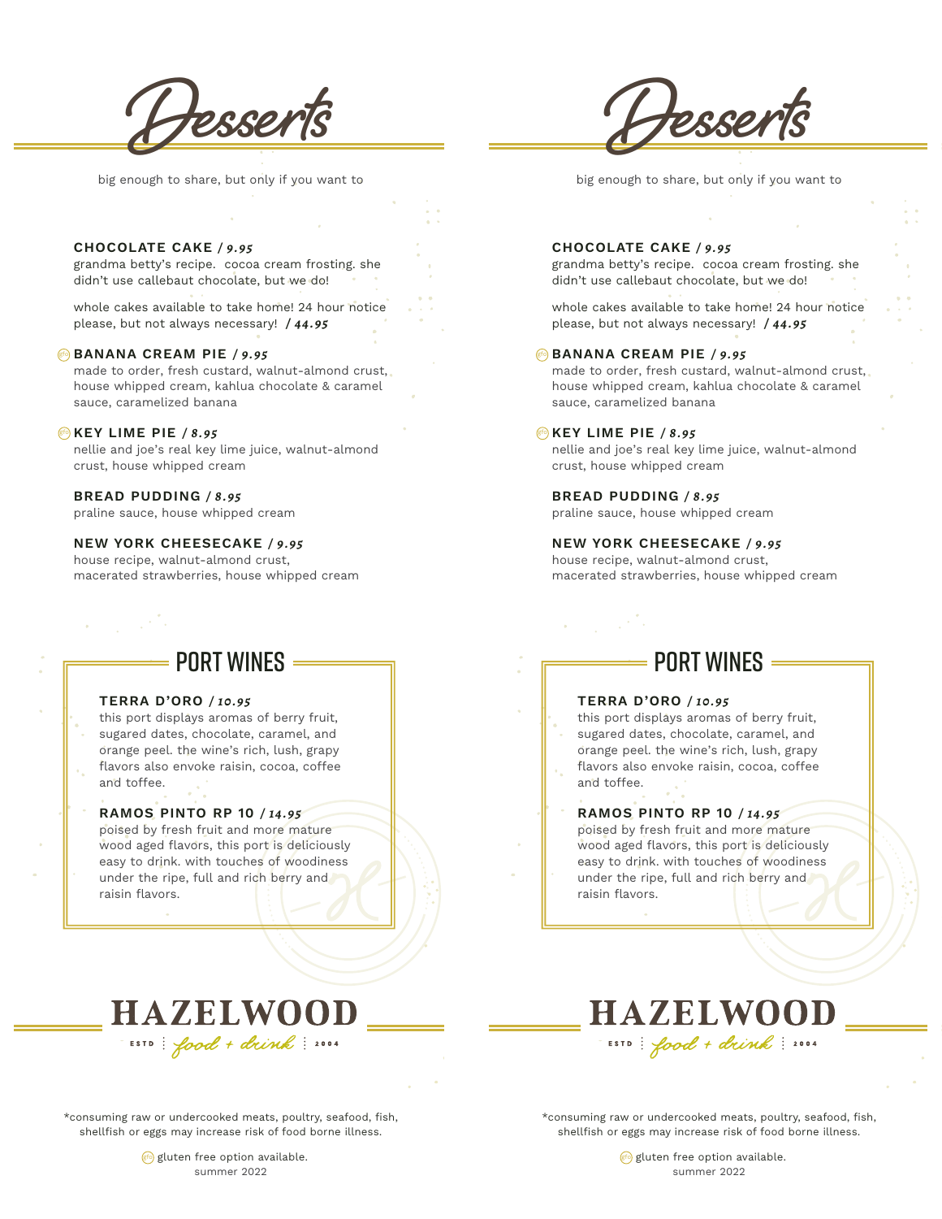# Desserts

big enough to share, but only if you want to

**CHOCOLATE CAKE / *9.95***
grandma betty's recipe. cocoa cream frosting. she didn't use callebaut chocolate, but we do!

whole cakes available to take home! 24 hour notice please, but not always necessary! ***/ 44.95***

(gfo) **BANANA CREAM PIE / *9.95***
made to order, fresh custard, walnut-almond crust, house whipped cream, kahlua chocolate & caramel sauce, caramelized banana

(gfo) **KEY LIME PIE / *8.95***
nellie and joe's real key lime juice, walnut-almond crust, house whipped cream

**BREAD PUDDING / *8.95***
praline sauce, house whipped cream

**NEW YORK CHEESECAKE / *9.95***
house recipe, walnut-almond crust, macerated strawberries, house whipped cream

## PORT WINES

**TERRA D'ORO / *10.95***
this port displays aromas of berry fruit, sugared dates, chocolate, caramel, and orange peel. the wine's rich, lush, grapy flavors also envoke raisin, cocoa, coffee and toffee.

**RAMOS PINTO RP 10 / *14.95***
poised by fresh fruit and more mature wood aged flavors, this port is deliciously easy to drink. with touches of woodiness under the ripe, full and rich berry and raisin flavors.

**HAZELWOOD**
ESTD | food + drink | 2004

*consuming raw or undercooked meats, poultry, seafood, fish, shellfish or eggs may increase risk of food borne illness.

(gfo) gluten free option available.
summer 2022

# Desserts

big enough to share, but only if you want to

**CHOCOLATE CAKE / *9.95***
grandma betty's recipe. cocoa cream frosting. she didn't use callebaut chocolate, but we do!

whole cakes available to take home! 24 hour notice please, but not always necessary! ***/ 44.95***

(gfo) **BANANA CREAM PIE / *9.95***
made to order, fresh custard, walnut-almond crust, house whipped cream, kahlua chocolate & caramel sauce, caramelized banana

(gfo) **KEY LIME PIE / *8.95***
nellie and joe's real key lime juice, walnut-almond crust, house whipped cream

**BREAD PUDDING / *8.95***
praline sauce, house whipped cream

**NEW YORK CHEESECAKE / *9.95***
house recipe, walnut-almond crust, macerated strawberries, house whipped cream

## PORT WINES

**TERRA D'ORO / *10.95***
this port displays aromas of berry fruit, sugared dates, chocolate, caramel, and orange peel. the wine's rich, lush, grapy flavors also envoke raisin, cocoa, coffee and toffee.

**RAMOS PINTO RP 10 / *14.95***
poised by fresh fruit and more mature wood aged flavors, this port is deliciously easy to drink. with touches of woodiness under the ripe, full and rich berry and raisin flavors.

**HAZELWOOD**
ESTD | food + drink | 2004

*consuming raw or undercooked meats, poultry, seafood, fish, shellfish or eggs may increase risk of food borne illness.

(gfo) gluten free option available.
summer 2022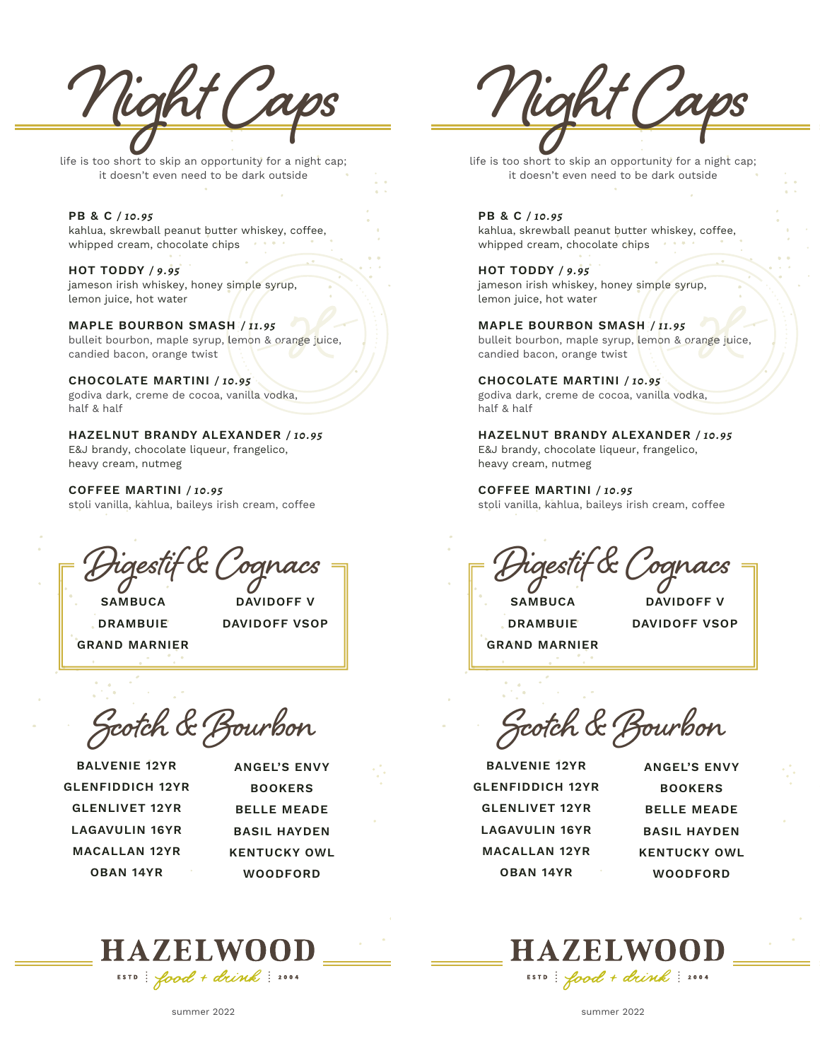# Night Caps

life is too short to skip an opportunity for a night cap;
it doesn't even need to be dark outside

**PB & C** / ***10.95***
kahlua, skrewball peanut butter whiskey, coffee, whipped cream, chocolate chips

**HOT TODDY** / ***9.95***
jameson irish whiskey, honey simple syrup, lemon juice, hot water

**MAPLE BOURBON SMASH** / ***11.95***
bulleit bourbon, maple syrup, lemon & orange juice, candied bacon, orange twist

**CHOCOLATE MARTINI** / ***10.95***
godiva dark, creme de cocoa, vanilla vodka, half & half

**HAZELNUT BRANDY ALEXANDER** / ***10.95***
E&J brandy, chocolate liqueur, frangelico, heavy cream, nutmeg

**COFFEE MARTINI** / ***10.95***
stoli vanilla, kahlua, baileys irish cream, coffee

## Digestif & Cognacs

**SAMBUCA**
**DRAMBUIE**
**GRAND MARNIER**
**DAVIDOFF V**
**DAVIDOFF VSOP**

## Scotch & Bourbon

**BALVENIE 12YR**
**GLENFIDDICH 12YR**
**GLENLIVET 12YR**
**LAGAVULIN 16YR**
**MACALLAN 12YR**
**OBAN 14YR**

**ANGEL'S ENVY**
**BOOKERS**
**BELLE MEADE**
**BASIL HAYDEN**
**KENTUCKY OWL**
**WOODFORD**

**HAZELWOOD**
ESTD | *food + drink* | 2004

summer 2022

# Night Caps

life is too short to skip an opportunity for a night cap;
it doesn't even need to be dark outside

**PB & C** / ***10.95***
kahlua, skrewball peanut butter whiskey, coffee, whipped cream, chocolate chips

**HOT TODDY** / ***9.95***
jameson irish whiskey, honey simple syrup, lemon juice, hot water

**MAPLE BOURBON SMASH** / ***11.95***
bulleit bourbon, maple syrup, lemon & orange juice, candied bacon, orange twist

**CHOCOLATE MARTINI** / ***10.95***
godiva dark, creme de cocoa, vanilla vodka, half & half

**HAZELNUT BRANDY ALEXANDER** / ***10.95***
E&J brandy, chocolate liqueur, frangelico, heavy cream, nutmeg

**COFFEE MARTINI** / ***10.95***
stoli vanilla, kahlua, baileys irish cream, coffee

## Digestif & Cognacs

**SAMBUCA**
**DRAMBUIE**
**GRAND MARNIER**
**DAVIDOFF V**
**DAVIDOFF VSOP**

## Scotch & Bourbon

**BALVENIE 12YR**
**GLENFIDDICH 12YR**
**GLENLIVET 12YR**
**LAGAVULIN 16YR**
**MACALLAN 12YR**
**OBAN 14YR**

**ANGEL'S ENVY**
**BOOKERS**
**BELLE MEADE**
**BASIL HAYDEN**
**KENTUCKY OWL**
**WOODFORD**

**HAZELWOOD**
ESTD | *food + drink* | 2004

summer 2022